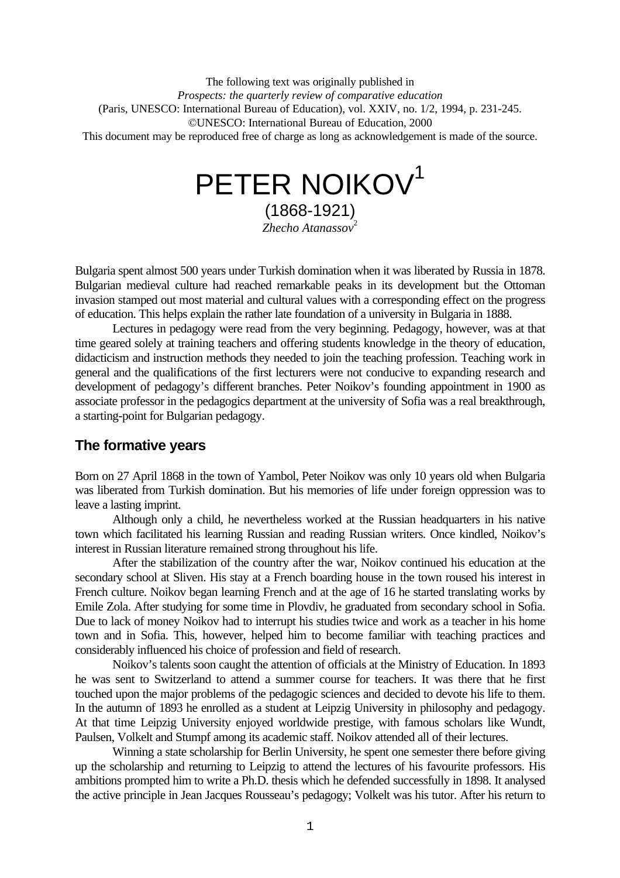The following text was originally published in
*Prospects: the quarterly review of comparative education*
(Paris, UNESCO: International Bureau of Education), vol. XXIV, no. 1/2, 1994, p. 231-245.
©UNESCO: International Bureau of Education, 2000
This document may be reproduced free of charge as long as acknowledgement is made of the source.

# PETER NOIKOV[1]

(1868-1921)

*Zhecho Atanassov*[2]

Bulgaria spent almost 500 years under Turkish domination when it was liberated by Russia in 1878. Bulgarian medieval culture had reached remarkable peaks in its development but the Ottoman invasion stamped out most material and cultural values with a corresponding effect on the progress of education. This helps explain the rather late foundation of a university in Bulgaria in 1888.

Lectures in pedagogy were read from the very beginning. Pedagogy, however, was at that time geared solely at training teachers and offering students knowledge in the theory of education, didacticism and instruction methods they needed to join the teaching profession. Teaching work in general and the qualifications of the first lecturers were not conducive to expanding research and development of pedagogy's different branches. Peter Noikov's founding appointment in 1900 as associate professor in the pedagogics department at the university of Sofia was a real breakthrough, a starting-point for Bulgarian pedagogy.

## The formative years

Born on 27 April 1868 in the town of Yambol, Peter Noikov was only 10 years old when Bulgaria was liberated from Turkish domination. But his memories of life under foreign oppression was to leave a lasting imprint.

Although only a child, he nevertheless worked at the Russian headquarters in his native town which facilitated his learning Russian and reading Russian writers. Once kindled, Noikov's interest in Russian literature remained strong throughout his life.

After the stabilization of the country after the war, Noikov continued his education at the secondary school at Sliven. His stay at a French boarding house in the town roused his interest in French culture. Noikov began learning French and at the age of 16 he started translating works by Emile Zola. After studying for some time in Plovdiv, he graduated from secondary school in Sofia. Due to lack of money Noikov had to interrupt his studies twice and work as a teacher in his home town and in Sofia. This, however, helped him to become familiar with teaching practices and considerably influenced his choice of profession and field of research.

Noikov's talents soon caught the attention of officials at the Ministry of Education. In 1893 he was sent to Switzerland to attend a summer course for teachers. It was there that he first touched upon the major problems of the pedagogic sciences and decided to devote his life to them. In the autumn of 1893 he enrolled as a student at Leipzig University in philosophy and pedagogy. At that time Leipzig University enjoyed worldwide prestige, with famous scholars like Wundt, Paulsen, Volkelt and Stumpf among its academic staff. Noikov attended all of their lectures.

Winning a state scholarship for Berlin University, he spent one semester there before giving up the scholarship and returning to Leipzig to attend the lectures of his favourite professors. His ambitions prompted him to write a Ph.D. thesis which he defended successfully in 1898. It analysed the active principle in Jean Jacques Rousseau's pedagogy; Volkelt was his tutor. After his return to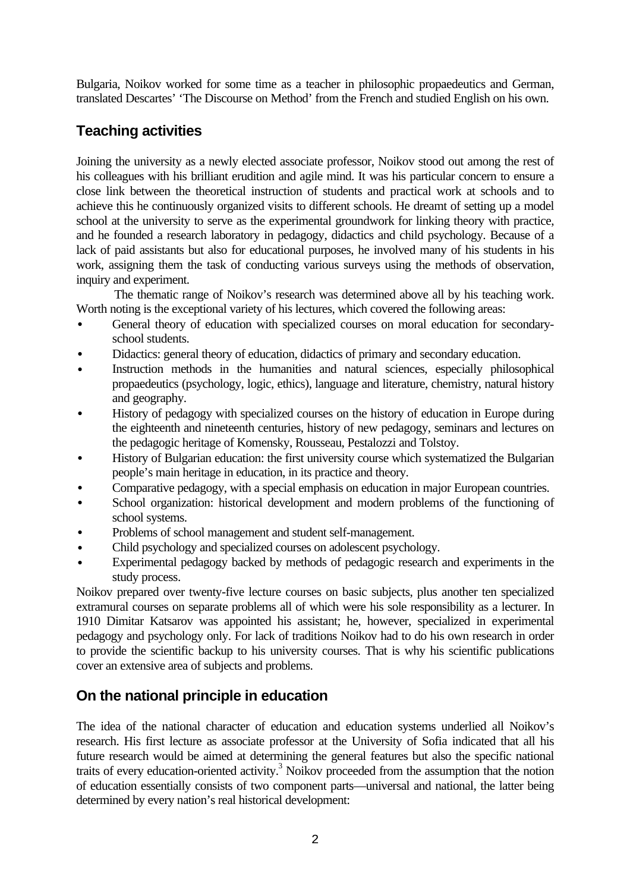Bulgaria, Noikov worked for some time as a teacher in philosophic propaedeutics and German, translated Descartes' 'The Discourse on Method' from the French and studied English on his own.

## Teaching activities

Joining the university as a newly elected associate professor, Noikov stood out among the rest of his colleagues with his brilliant erudition and agile mind. It was his particular concern to ensure a close link between the theoretical instruction of students and practical work at schools and to achieve this he continuously organized visits to different schools. He dreamt of setting up a model school at the university to serve as the experimental groundwork for linking theory with practice, and he founded a research laboratory in pedagogy, didactics and child psychology. Because of a lack of paid assistants but also for educational purposes, he involved many of his students in his work, assigning them the task of conducting various surveys using the methods of observation, inquiry and experiment.

The thematic range of Noikov's research was determined above all by his teaching work. Worth noting is the exceptional variety of his lectures, which covered the following areas:

- General theory of education with specialized courses on moral education for secondary-school students.
- Didactics: general theory of education, didactics of primary and secondary education.
- Instruction methods in the humanities and natural sciences, especially philosophical propaedeutics (psychology, logic, ethics), language and literature, chemistry, natural history and geography.
- History of pedagogy with specialized courses on the history of education in Europe during the eighteenth and nineteenth centuries, history of new pedagogy, seminars and lectures on the pedagogic heritage of Komensky, Rousseau, Pestalozzi and Tolstoy.
- History of Bulgarian education: the first university course which systematized the Bulgarian people's main heritage in education, in its practice and theory.
- Comparative pedagogy, with a special emphasis on education in major European countries.
- School organization: historical development and modern problems of the functioning of school systems.
- Problems of school management and student self-management.
- Child psychology and specialized courses on adolescent psychology.
- Experimental pedagogy backed by methods of pedagogic research and experiments in the study process.

Noikov prepared over twenty-five lecture courses on basic subjects, plus another ten specialized extramural courses on separate problems all of which were his sole responsibility as a lecturer. In 1910 Dimitar Katsarov was appointed his assistant; he, however, specialized in experimental pedagogy and psychology only. For lack of traditions Noikov had to do his own research in order to provide the scientific backup to his university courses. That is why his scientific publications cover an extensive area of subjects and problems.

## On the national principle in education

The idea of the national character of education and education systems underlied all Noikov's research. His first lecture as associate professor at the University of Sofia indicated that all his future research would be aimed at determining the general features but also the specific national traits of every education-oriented activity.[3] Noikov proceeded from the assumption that the notion of education essentially consists of two component parts—universal and national, the latter being determined by every nation's real historical development: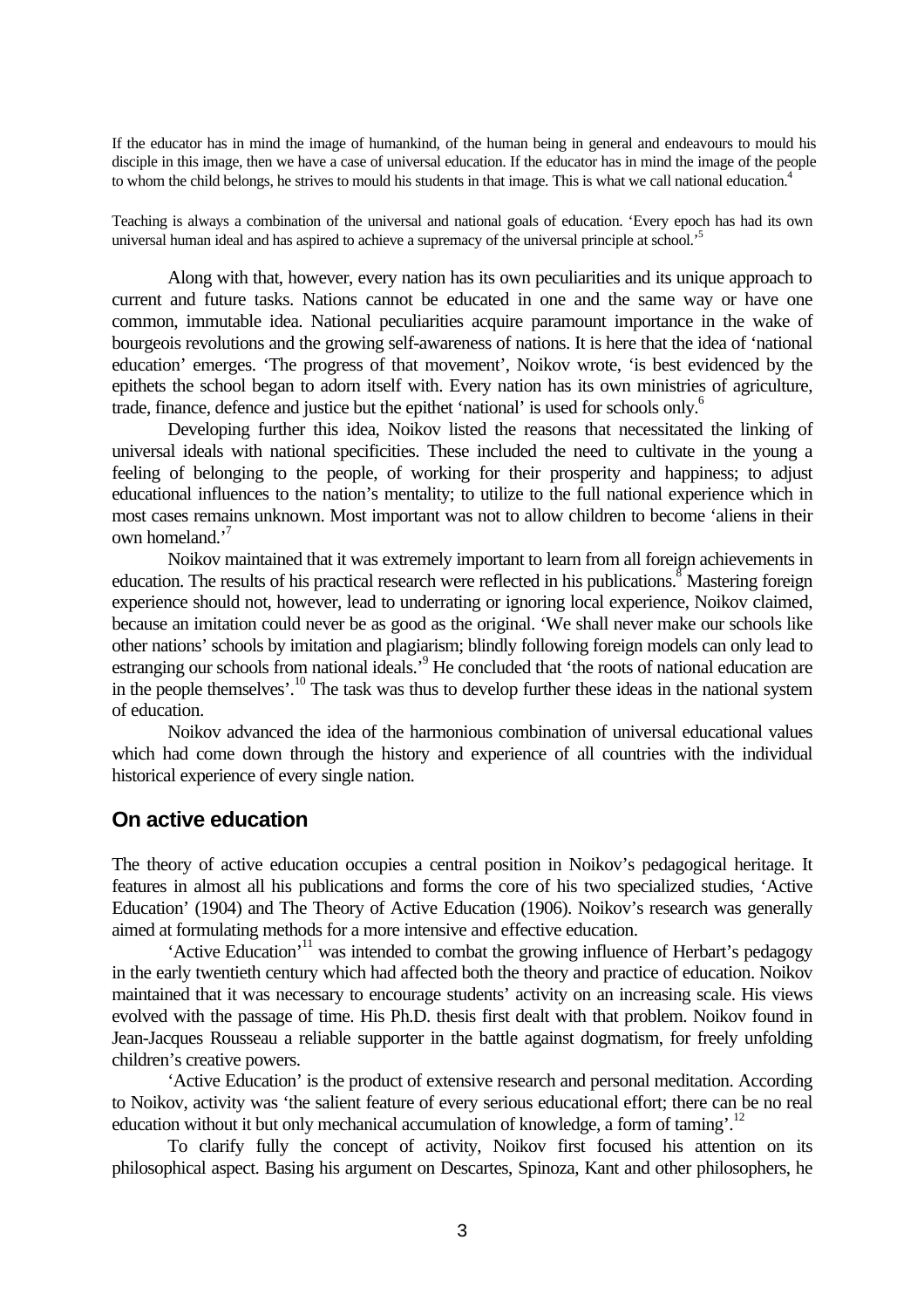If the educator has in mind the image of humankind, of the human being in general and endeavours to mould his disciple in this image, then we have a case of universal education. If the educator has in mind the image of the people to whom the child belongs, he strives to mould his students in that image. This is what we call national education.[4]

Teaching is always a combination of the universal and national goals of education. 'Every epoch has had its own universal human ideal and has aspired to achieve a supremacy of the universal principle at school.'[5]

Along with that, however, every nation has its own peculiarities and its unique approach to current and future tasks. Nations cannot be educated in one and the same way or have one common, immutable idea. National peculiarities acquire paramount importance in the wake of bourgeois revolutions and the growing self-awareness of nations. It is here that the idea of 'national education' emerges. 'The progress of that movement', Noikov wrote, 'is best evidenced by the epithets the school began to adorn itself with. Every nation has its own ministries of agriculture, trade, finance, defence and justice but the epithet 'national' is used for schools only.[6]

Developing further this idea, Noikov listed the reasons that necessitated the linking of universal ideals with national specificities. These included the need to cultivate in the young a feeling of belonging to the people, of working for their prosperity and happiness; to adjust educational influences to the nation's mentality; to utilize to the full national experience which in most cases remains unknown. Most important was not to allow children to become 'aliens in their own homeland.'[7]

Noikov maintained that it was extremely important to learn from all foreign achievements in education. The results of his practical research were reflected in his publications.[8] Mastering foreign experience should not, however, lead to underrating or ignoring local experience, Noikov claimed, because an imitation could never be as good as the original. 'We shall never make our schools like other nations' schools by imitation and plagiarism; blindly following foreign models can only lead to estranging our schools from national ideals.'[9] He concluded that 'the roots of national education are in the people themselves'.[10] The task was thus to develop further these ideas in the national system of education.

Noikov advanced the idea of the harmonious combination of universal educational values which had come down through the history and experience of all countries with the individual historical experience of every single nation.

## On active education

The theory of active education occupies a central position in Noikov's pedagogical heritage. It features in almost all his publications and forms the core of his two specialized studies, 'Active Education' (1904) and The Theory of Active Education (1906). Noikov's research was generally aimed at formulating methods for a more intensive and effective education.

'Active Education'[11] was intended to combat the growing influence of Herbart's pedagogy in the early twentieth century which had affected both the theory and practice of education. Noikov maintained that it was necessary to encourage students' activity on an increasing scale. His views evolved with the passage of time. His Ph.D. thesis first dealt with that problem. Noikov found in Jean-Jacques Rousseau a reliable supporter in the battle against dogmatism, for freely unfolding children's creative powers.

'Active Education' is the product of extensive research and personal meditation. According to Noikov, activity was 'the salient feature of every serious educational effort; there can be no real education without it but only mechanical accumulation of knowledge, a form of taming'.[12]

To clarify fully the concept of activity, Noikov first focused his attention on its philosophical aspect. Basing his argument on Descartes, Spinoza, Kant and other philosophers, he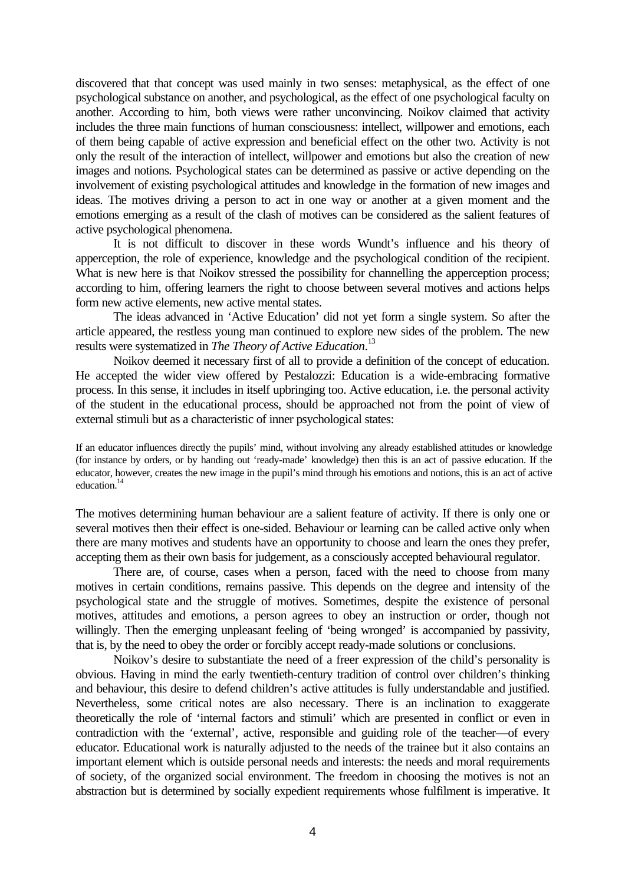discovered that that concept was used mainly in two senses: metaphysical, as the effect of one psychological substance on another, and psychological, as the effect of one psychological faculty on another. According to him, both views were rather unconvincing. Noikov claimed that activity includes the three main functions of human consciousness: intellect, willpower and emotions, each of them being capable of active expression and beneficial effect on the other two. Activity is not only the result of the interaction of intellect, willpower and emotions but also the creation of new images and notions. Psychological states can be determined as passive or active depending on the involvement of existing psychological attitudes and knowledge in the formation of new images and ideas. The motives driving a person to act in one way or another at a given moment and the emotions emerging as a result of the clash of motives can be considered as the salient features of active psychological phenomena.

It is not difficult to discover in these words Wundt's influence and his theory of apperception, the role of experience, knowledge and the psychological condition of the recipient. What is new here is that Noikov stressed the possibility for channelling the apperception process; according to him, offering learners the right to choose between several motives and actions helps form new active elements, new active mental states.

The ideas advanced in 'Active Education' did not yet form a single system. So after the article appeared, the restless young man continued to explore new sides of the problem. The new results were systematized in *The Theory of Active Education.*[13]

Noikov deemed it necessary first of all to provide a definition of the concept of education. He accepted the wider view offered by Pestalozzi: Education is a wide-embracing formative process. In this sense, it includes in itself upbringing too. Active education, i.e. the personal activity of the student in the educational process, should be approached not from the point of view of external stimuli but as a characteristic of inner psychological states:

> If an educator influences directly the pupils' mind, without involving any already established attitudes or knowledge (for instance by orders, or by handing out 'ready-made' knowledge) then this is an act of passive education. If the educator, however, creates the new image in the pupil's mind through his emotions and notions, this is an act of active education.[14]

The motives determining human behaviour are a salient feature of activity. If there is only one or several motives then their effect is one-sided. Behaviour or learning can be called active only when there are many motives and students have an opportunity to choose and learn the ones they prefer, accepting them as their own basis for judgement, as a consciously accepted behavioural regulator.

There are, of course, cases when a person, faced with the need to choose from many motives in certain conditions, remains passive. This depends on the degree and intensity of the psychological state and the struggle of motives. Sometimes, despite the existence of personal motives, attitudes and emotions, a person agrees to obey an instruction or order, though not willingly. Then the emerging unpleasant feeling of 'being wronged' is accompanied by passivity, that is, by the need to obey the order or forcibly accept ready-made solutions or conclusions.

Noikov's desire to substantiate the need of a freer expression of the child's personality is obvious. Having in mind the early twentieth-century tradition of control over children's thinking and behaviour, this desire to defend children's active attitudes is fully understandable and justified. Nevertheless, some critical notes are also necessary. There is an inclination to exaggerate theoretically the role of 'internal factors and stimuli' which are presented in conflict or even in contradiction with the 'external', active, responsible and guiding role of the teacher—of every educator. Educational work is naturally adjusted to the needs of the trainee but it also contains an important element which is outside personal needs and interests: the needs and moral requirements of society, of the organized social environment. The freedom in choosing the motives is not an abstraction but is determined by socially expedient requirements whose fulfilment is imperative. It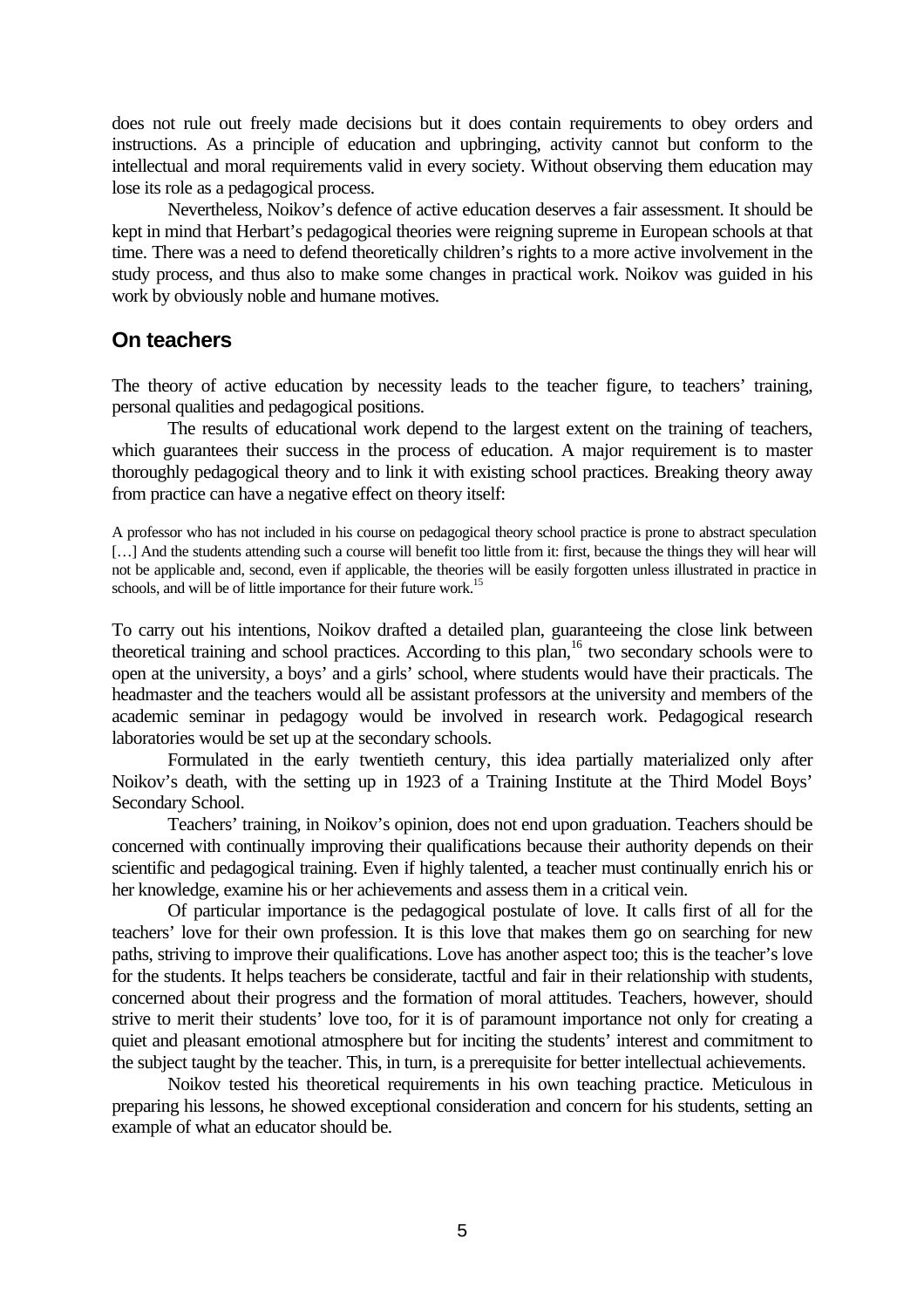does not rule out freely made decisions but it does contain requirements to obey orders and instructions. As a principle of education and upbringing, activity cannot but conform to the intellectual and moral requirements valid in every society. Without observing them education may lose its role as a pedagogical process.

Nevertheless, Noikov's defence of active education deserves a fair assessment. It should be kept in mind that Herbart's pedagogical theories were reigning supreme in European schools at that time. There was a need to defend theoretically children's rights to a more active involvement in the study process, and thus also to make some changes in practical work. Noikov was guided in his work by obviously noble and humane motives.

## On teachers

The theory of active education by necessity leads to the teacher figure, to teachers' training, personal qualities and pedagogical positions.

The results of educational work depend to the largest extent on the training of teachers, which guarantees their success in the process of education. A major requirement is to master thoroughly pedagogical theory and to link it with existing school practices. Breaking theory away from practice can have a negative effect on theory itself:

> A professor who has not included in his course on pedagogical theory school practice is prone to abstract speculation […] And the students attending such a course will benefit too little from it: first, because the things they will hear will not be applicable and, second, even if applicable, the theories will be easily forgotten unless illustrated in practice in schools, and will be of little importance for their future work.[15]

To carry out his intentions, Noikov drafted a detailed plan, guaranteeing the close link between theoretical training and school practices. According to this plan,[16] two secondary schools were to open at the university, a boys' and a girls' school, where students would have their practicals. The headmaster and the teachers would all be assistant professors at the university and members of the academic seminar in pedagogy would be involved in research work. Pedagogical research laboratories would be set up at the secondary schools.

Formulated in the early twentieth century, this idea partially materialized only after Noikov's death, with the setting up in 1923 of a Training Institute at the Third Model Boys' Secondary School.

Teachers' training, in Noikov's opinion, does not end upon graduation. Teachers should be concerned with continually improving their qualifications because their authority depends on their scientific and pedagogical training. Even if highly talented, a teacher must continually enrich his or her knowledge, examine his or her achievements and assess them in a critical vein.

Of particular importance is the pedagogical postulate of love. It calls first of all for the teachers' love for their own profession. It is this love that makes them go on searching for new paths, striving to improve their qualifications. Love has another aspect too; this is the teacher's love for the students. It helps teachers be considerate, tactful and fair in their relationship with students, concerned about their progress and the formation of moral attitudes. Teachers, however, should strive to merit their students' love too, for it is of paramount importance not only for creating a quiet and pleasant emotional atmosphere but for inciting the students' interest and commitment to the subject taught by the teacher. This, in turn, is a prerequisite for better intellectual achievements.

Noikov tested his theoretical requirements in his own teaching practice. Meticulous in preparing his lessons, he showed exceptional consideration and concern for his students, setting an example of what an educator should be.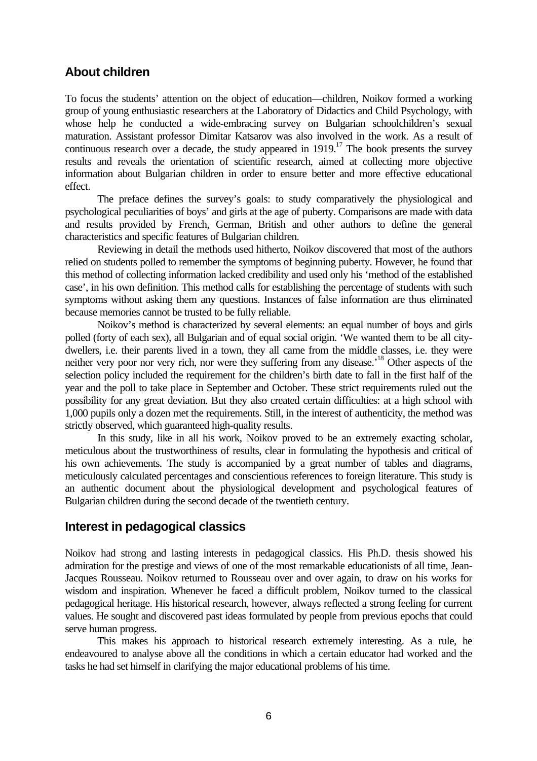## About children

To focus the students' attention on the object of education—children, Noikov formed a working group of young enthusiastic researchers at the Laboratory of Didactics and Child Psychology, with whose help he conducted a wide-embracing survey on Bulgarian schoolchildren's sexual maturation. Assistant professor Dimitar Katsarov was also involved in the work. As a result of continuous research over a decade, the study appeared in 1919.[17] The book presents the survey results and reveals the orientation of scientific research, aimed at collecting more objective information about Bulgarian children in order to ensure better and more effective educational effect.

The preface defines the survey's goals: to study comparatively the physiological and psychological peculiarities of boys' and girls at the age of puberty. Comparisons are made with data and results provided by French, German, British and other authors to define the general characteristics and specific features of Bulgarian children.

Reviewing in detail the methods used hitherto, Noikov discovered that most of the authors relied on students polled to remember the symptoms of beginning puberty. However, he found that this method of collecting information lacked credibility and used only his 'method of the established case', in his own definition. This method calls for establishing the percentage of students with such symptoms without asking them any questions. Instances of false information are thus eliminated because memories cannot be trusted to be fully reliable.

Noikov's method is characterized by several elements: an equal number of boys and girls polled (forty of each sex), all Bulgarian and of equal social origin. 'We wanted them to be all city-dwellers, i.e. their parents lived in a town, they all came from the middle classes, i.e. they were neither very poor nor very rich, nor were they suffering from any disease.'[18] Other aspects of the selection policy included the requirement for the children's birth date to fall in the first half of the year and the poll to take place in September and October. These strict requirements ruled out the possibility for any great deviation. But they also created certain difficulties: at a high school with 1,000 pupils only a dozen met the requirements. Still, in the interest of authenticity, the method was strictly observed, which guaranteed high-quality results.

In this study, like in all his work, Noikov proved to be an extremely exacting scholar, meticulous about the trustworthiness of results, clear in formulating the hypothesis and critical of his own achievements. The study is accompanied by a great number of tables and diagrams, meticulously calculated percentages and conscientious references to foreign literature. This study is an authentic document about the physiological development and psychological features of Bulgarian children during the second decade of the twentieth century.

## Interest in pedagogical classics

Noikov had strong and lasting interests in pedagogical classics. His Ph.D. thesis showed his admiration for the prestige and views of one of the most remarkable educationists of all time, Jean-Jacques Rousseau. Noikov returned to Rousseau over and over again, to draw on his works for wisdom and inspiration. Whenever he faced a difficult problem, Noikov turned to the classical pedagogical heritage. His historical research, however, always reflected a strong feeling for current values. He sought and discovered past ideas formulated by people from previous epochs that could serve human progress.

This makes his approach to historical research extremely interesting. As a rule, he endeavoured to analyse above all the conditions in which a certain educator had worked and the tasks he had set himself in clarifying the major educational problems of his time.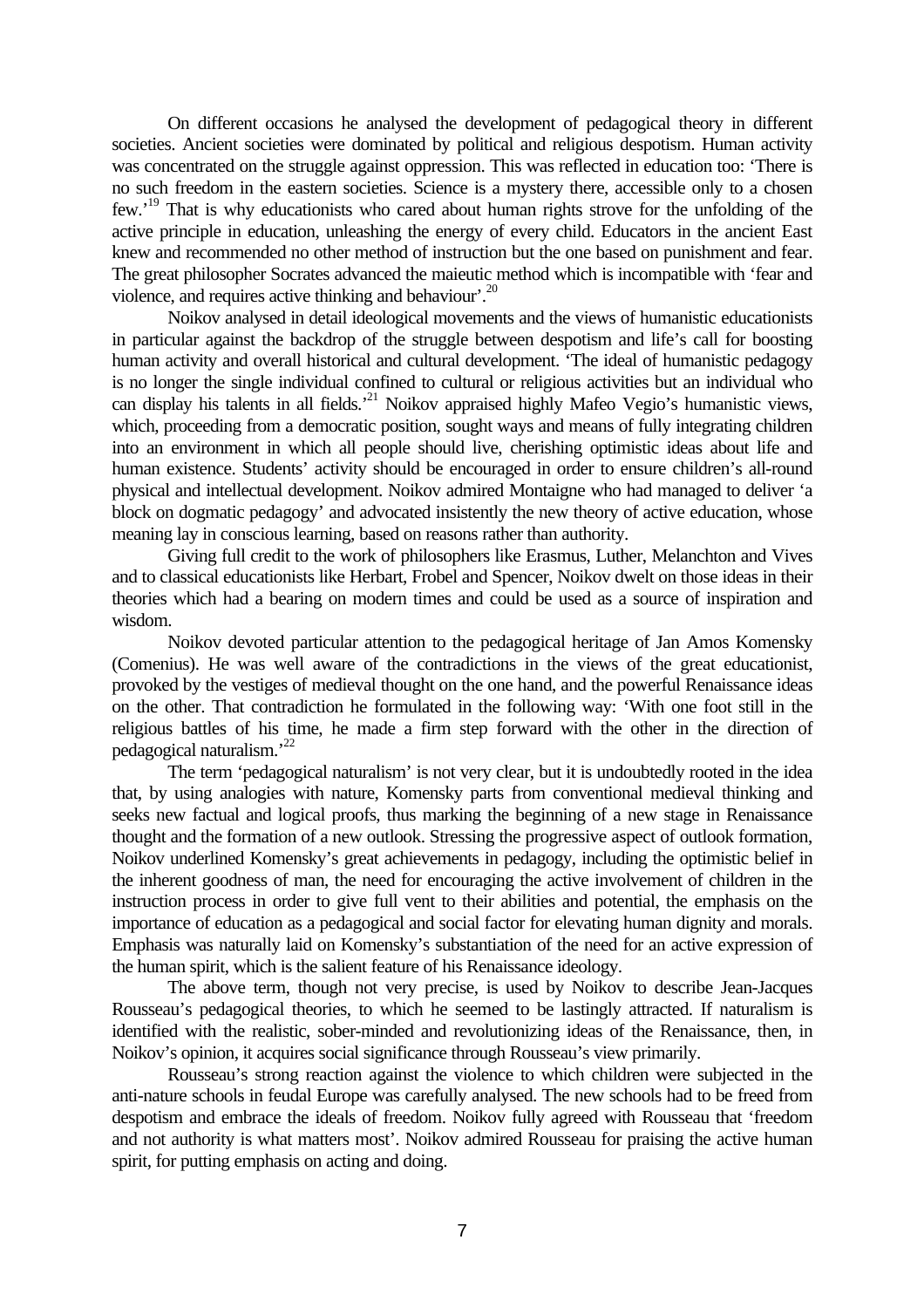On different occasions he analysed the development of pedagogical theory in different societies. Ancient societies were dominated by political and religious despotism. Human activity was concentrated on the struggle against oppression. This was reflected in education too: 'There is no such freedom in the eastern societies. Science is a mystery there, accessible only to a chosen few.'[19] That is why educationists who cared about human rights strove for the unfolding of the active principle in education, unleashing the energy of every child. Educators in the ancient East knew and recommended no other method of instruction but the one based on punishment and fear. The great philosopher Socrates advanced the maieutic method which is incompatible with 'fear and violence, and requires active thinking and behaviour'.[20]

Noikov analysed in detail ideological movements and the views of humanistic educationists in particular against the backdrop of the struggle between despotism and life's call for boosting human activity and overall historical and cultural development. 'The ideal of humanistic pedagogy is no longer the single individual confined to cultural or religious activities but an individual who can display his talents in all fields.'[21] Noikov appraised highly Mafeo Vegio's humanistic views, which, proceeding from a democratic position, sought ways and means of fully integrating children into an environment in which all people should live, cherishing optimistic ideas about life and human existence. Students' activity should be encouraged in order to ensure children's all-round physical and intellectual development. Noikov admired Montaigne who had managed to deliver 'a block on dogmatic pedagogy' and advocated insistently the new theory of active education, whose meaning lay in conscious learning, based on reasons rather than authority.

Giving full credit to the work of philosophers like Erasmus, Luther, Melanchton and Vives and to classical educationists like Herbart, Frobel and Spencer, Noikov dwelt on those ideas in their theories which had a bearing on modern times and could be used as a source of inspiration and wisdom.

Noikov devoted particular attention to the pedagogical heritage of Jan Amos Komensky (Comenius). He was well aware of the contradictions in the views of the great educationist, provoked by the vestiges of medieval thought on the one hand, and the powerful Renaissance ideas on the other. That contradiction he formulated in the following way: 'With one foot still in the religious battles of his time, he made a firm step forward with the other in the direction of pedagogical naturalism.'[22]

The term 'pedagogical naturalism' is not very clear, but it is undoubtedly rooted in the idea that, by using analogies with nature, Komensky parts from conventional medieval thinking and seeks new factual and logical proofs, thus marking the beginning of a new stage in Renaissance thought and the formation of a new outlook. Stressing the progressive aspect of outlook formation, Noikov underlined Komensky's great achievements in pedagogy, including the optimistic belief in the inherent goodness of man, the need for encouraging the active involvement of children in the instruction process in order to give full vent to their abilities and potential, the emphasis on the importance of education as a pedagogical and social factor for elevating human dignity and morals. Emphasis was naturally laid on Komensky's substantiation of the need for an active expression of the human spirit, which is the salient feature of his Renaissance ideology.

The above term, though not very precise, is used by Noikov to describe Jean-Jacques Rousseau's pedagogical theories, to which he seemed to be lastingly attracted. If naturalism is identified with the realistic, sober-minded and revolutionizing ideas of the Renaissance, then, in Noikov's opinion, it acquires social significance through Rousseau's view primarily.

Rousseau's strong reaction against the violence to which children were subjected in the anti-nature schools in feudal Europe was carefully analysed. The new schools had to be freed from despotism and embrace the ideals of freedom. Noikov fully agreed with Rousseau that 'freedom and not authority is what matters most'. Noikov admired Rousseau for praising the active human spirit, for putting emphasis on acting and doing.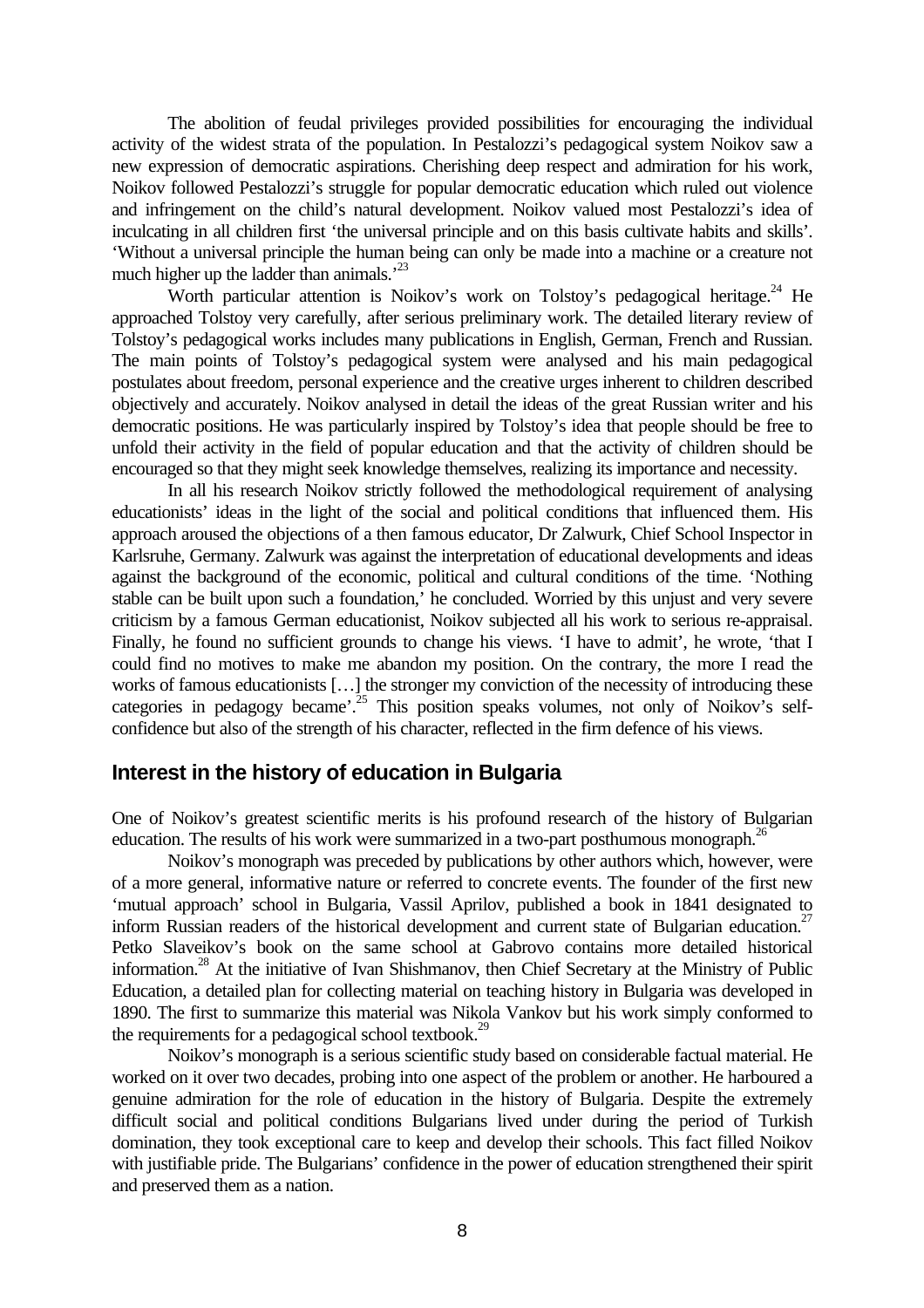The abolition of feudal privileges provided possibilities for encouraging the individual activity of the widest strata of the population. In Pestalozzi's pedagogical system Noikov saw a new expression of democratic aspirations. Cherishing deep respect and admiration for his work, Noikov followed Pestalozzi's struggle for popular democratic education which ruled out violence and infringement on the child's natural development. Noikov valued most Pestalozzi's idea of inculcating in all children first 'the universal principle and on this basis cultivate habits and skills'. 'Without a universal principle the human being can only be made into a machine or a creature not much higher up the ladder than animals.'[23]

Worth particular attention is Noikov's work on Tolstoy's pedagogical heritage.[24] He approached Tolstoy very carefully, after serious preliminary work. The detailed literary review of Tolstoy's pedagogical works includes many publications in English, German, French and Russian. The main points of Tolstoy's pedagogical system were analysed and his main pedagogical postulates about freedom, personal experience and the creative urges inherent to children described objectively and accurately. Noikov analysed in detail the ideas of the great Russian writer and his democratic positions. He was particularly inspired by Tolstoy's idea that people should be free to unfold their activity in the field of popular education and that the activity of children should be encouraged so that they might seek knowledge themselves, realizing its importance and necessity.

In all his research Noikov strictly followed the methodological requirement of analysing educationists' ideas in the light of the social and political conditions that influenced them. His approach aroused the objections of a then famous educator, Dr Zalwurk, Chief School Inspector in Karlsruhe, Germany. Zalwurk was against the interpretation of educational developments and ideas against the background of the economic, political and cultural conditions of the time. 'Nothing stable can be built upon such a foundation,' he concluded. Worried by this unjust and very severe criticism by a famous German educationist, Noikov subjected all his work to serious re-appraisal. Finally, he found no sufficient grounds to change his views. 'I have to admit', he wrote, 'that I could find no motives to make me abandon my position. On the contrary, the more I read the works of famous educationists […] the stronger my conviction of the necessity of introducing these categories in pedagogy became'.[25] This position speaks volumes, not only of Noikov's self-confidence but also of the strength of his character, reflected in the firm defence of his views.

## Interest in the history of education in Bulgaria

One of Noikov's greatest scientific merits is his profound research of the history of Bulgarian education. The results of his work were summarized in a two-part posthumous monograph.[26]

Noikov's monograph was preceded by publications by other authors which, however, were of a more general, informative nature or referred to concrete events. The founder of the first new 'mutual approach' school in Bulgaria, Vassil Aprilov, published a book in 1841 designated to inform Russian readers of the historical development and current state of Bulgarian education.[27] Petko Slaveikov's book on the same school at Gabrovo contains more detailed historical information.[28] At the initiative of Ivan Shishmanov, then Chief Secretary at the Ministry of Public Education, a detailed plan for collecting material on teaching history in Bulgaria was developed in 1890. The first to summarize this material was Nikola Vankov but his work simply conformed to the requirements for a pedagogical school textbook.[29]

Noikov's monograph is a serious scientific study based on considerable factual material. He worked on it over two decades, probing into one aspect of the problem or another. He harboured a genuine admiration for the role of education in the history of Bulgaria. Despite the extremely difficult social and political conditions Bulgarians lived under during the period of Turkish domination, they took exceptional care to keep and develop their schools. This fact filled Noikov with justifiable pride. The Bulgarians' confidence in the power of education strengthened their spirit and preserved them as a nation.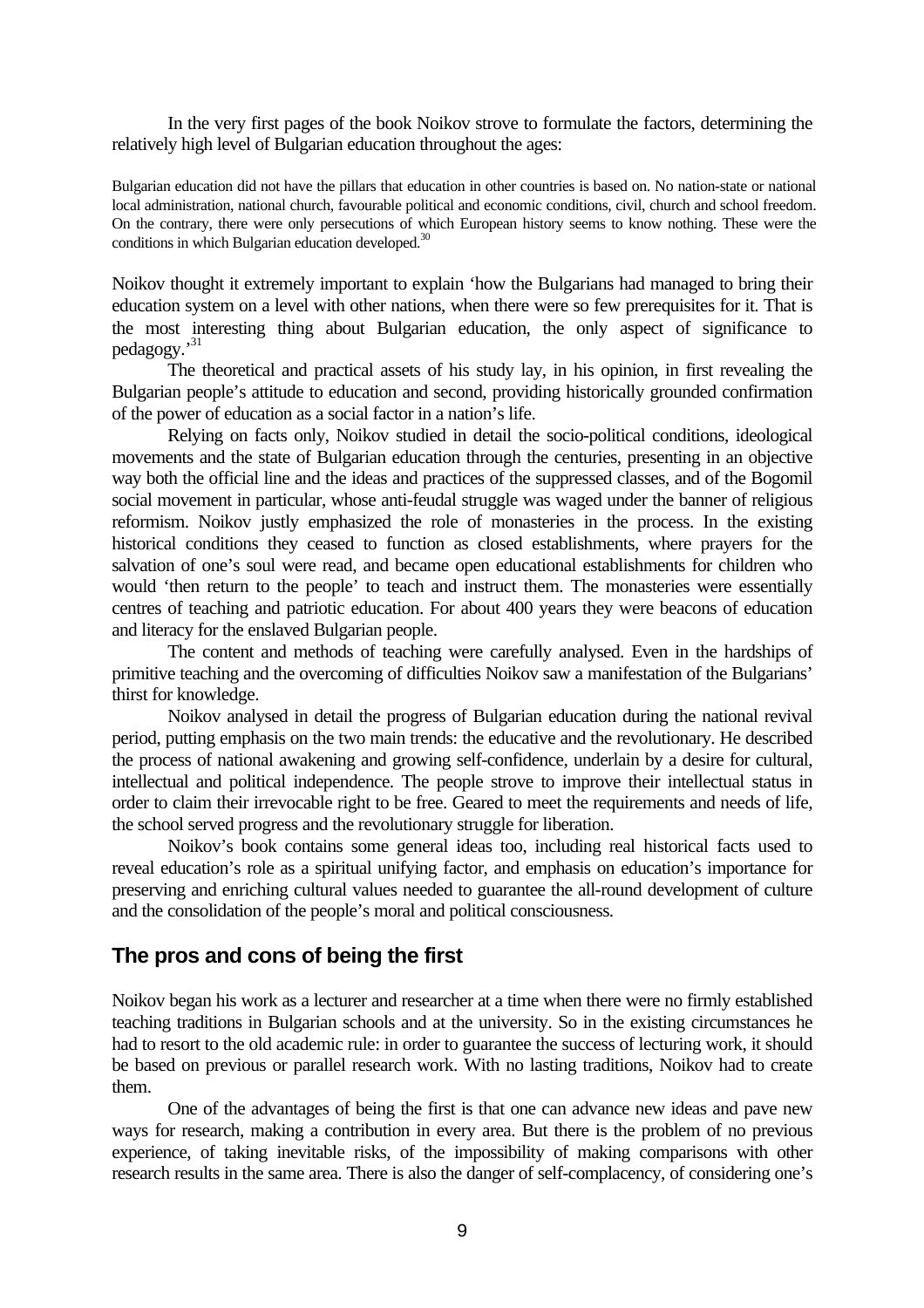In the very first pages of the book Noikov strove to formulate the factors, determining the relatively high level of Bulgarian education throughout the ages:

> Bulgarian education did not have the pillars that education in other countries is based on. No nation-state or national local administration, national church, favourable political and economic conditions, civil, church and school freedom. On the contrary, there were only persecutions of which European history seems to know nothing. These were the conditions in which Bulgarian education developed.[30]

Noikov thought it extremely important to explain 'how the Bulgarians had managed to bring their education system on a level with other nations, when there were so few prerequisites for it. That is the most interesting thing about Bulgarian education, the only aspect of significance to pedagogy.'[31]

The theoretical and practical assets of his study lay, in his opinion, in first revealing the Bulgarian people's attitude to education and second, providing historically grounded confirmation of the power of education as a social factor in a nation's life.

Relying on facts only, Noikov studied in detail the socio-political conditions, ideological movements and the state of Bulgarian education through the centuries, presenting in an objective way both the official line and the ideas and practices of the suppressed classes, and of the Bogomil social movement in particular, whose anti-feudal struggle was waged under the banner of religious reformism. Noikov justly emphasized the role of monasteries in the process. In the existing historical conditions they ceased to function as closed establishments, where prayers for the salvation of one's soul were read, and became open educational establishments for children who would 'then return to the people' to teach and instruct them. The monasteries were essentially centres of teaching and patriotic education. For about 400 years they were beacons of education and literacy for the enslaved Bulgarian people.

The content and methods of teaching were carefully analysed. Even in the hardships of primitive teaching and the overcoming of difficulties Noikov saw a manifestation of the Bulgarians' thirst for knowledge.

Noikov analysed in detail the progress of Bulgarian education during the national revival period, putting emphasis on the two main trends: the educative and the revolutionary. He described the process of national awakening and growing self-confidence, underlain by a desire for cultural, intellectual and political independence. The people strove to improve their intellectual status in order to claim their irrevocable right to be free. Geared to meet the requirements and needs of life, the school served progress and the revolutionary struggle for liberation.

Noikov's book contains some general ideas too, including real historical facts used to reveal education's role as a spiritual unifying factor, and emphasis on education's importance for preserving and enriching cultural values needed to guarantee the all-round development of culture and the consolidation of the people's moral and political consciousness.

## The pros and cons of being the first

Noikov began his work as a lecturer and researcher at a time when there were no firmly established teaching traditions in Bulgarian schools and at the university. So in the existing circumstances he had to resort to the old academic rule: in order to guarantee the success of lecturing work, it should be based on previous or parallel research work. With no lasting traditions, Noikov had to create them.

One of the advantages of being the first is that one can advance new ideas and pave new ways for research, making a contribution in every area. But there is the problem of no previous experience, of taking inevitable risks, of the impossibility of making comparisons with other research results in the same area. There is also the danger of self-complacency, of considering one's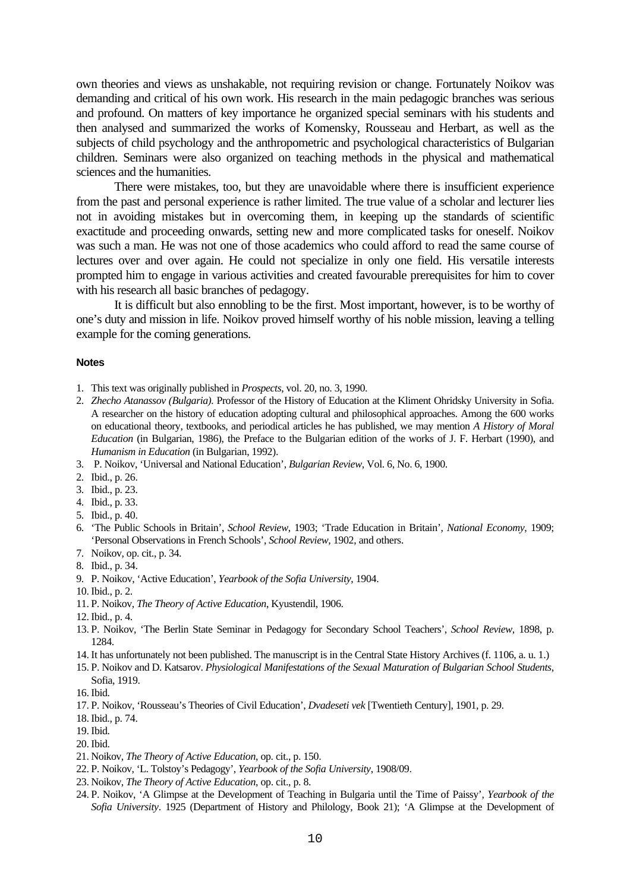own theories and views as unshakable, not requiring revision or change. Fortunately Noikov was demanding and critical of his own work. His research in the main pedagogic branches was serious and profound. On matters of key importance he organized special seminars with his students and then analysed and summarized the works of Komensky, Rousseau and Herbart, as well as the subjects of child psychology and the anthropometric and psychological characteristics of Bulgarian children. Seminars were also organized on teaching methods in the physical and mathematical sciences and the humanities.

There were mistakes, too, but they are unavoidable where there is insufficient experience from the past and personal experience is rather limited. The true value of a scholar and lecturer lies not in avoiding mistakes but in overcoming them, in keeping up the standards of scientific exactitude and proceeding onwards, setting new and more complicated tasks for oneself. Noikov was such a man. He was not one of those academics who could afford to read the same course of lectures over and over again. He could not specialize in only one field. His versatile interests prompted him to engage in various activities and created favourable prerequisites for him to cover with his research all basic branches of pedagogy.

It is difficult but also ennobling to be the first. Most important, however, is to be worthy of one's duty and mission in life. Noikov proved himself worthy of his noble mission, leaving a telling example for the coming generations.

#### Notes

1. This text was originally published in *Prospects*, vol. 20, no. 3, 1990.
2. *Zhecho Atanassov (Bulgaria).* Professor of the History of Education at the Kliment Ohridsky University in Sofia. A researcher on the history of education adopting cultural and philosophical approaches. Among the 600 works on educational theory, textbooks, and periodical articles he has published, we may mention *A History of Moral Education* (in Bulgarian, 1986), the Preface to the Bulgarian edition of the works of J. F. Herbart (1990), and *Humanism in Education* (in Bulgarian, 1992).
3. P. Noikov, 'Universal and National Education', *Bulgarian Review*, Vol. 6, No. 6, 1900.
2. Ibid., p. 26.
3. Ibid., p. 23.
4. Ibid., p. 33.
5. Ibid., p. 40.
6. 'The Public Schools in Britain', *School Review*, 1903; 'Trade Education in Britain', *National Economy*, 1909; 'Personal Observations in French Schools', *School Review*, 1902, and others.
7. Noikov, op. cit., p. 34.
8. Ibid., p. 34.
9. P. Noikov, 'Active Education', *Yearbook of the Sofia University*, 1904.
10. Ibid., p. 2.
11. P. Noikov, *The Theory of Active Education*, Kyustendil, 1906.
12. Ibid., p. 4.
13. P. Noikov, 'The Berlin State Seminar in Pedagogy for Secondary School Teachers', *School Review*, 1898, p. 1284.
14. It has unfortunately not been published. The manuscript is in the Central State History Archives (f. 1106, a. u. 1.)
15. P. Noikov and D. Katsarov. *Physiological Manifestations of the Sexual Maturation of Bulgarian School Students*, Sofia, 1919.
16. Ibid.
17. P. Noikov, 'Rousseau's Theories of Civil Education', *Dvadeseti vek* [Twentieth Century], 1901, p. 29.
18. Ibid., p. 74.
19. Ibid.
20. Ibid.
21. Noikov, *The Theory of Active Education*, op. cit., p. 150.
22. P. Noikov, 'L. Tolstoy's Pedagogy', *Yearbook of the Sofia University*, 1908/09.
23. Noikov, *The Theory of Active Education*, op. cit., p. 8.
24. P. Noikov, 'A Glimpse at the Development of Teaching in Bulgaria until the Time of Paissy', *Yearbook of the Sofia University*. 1925 (Department of History and Philology, Book 21); 'A Glimpse at the Development of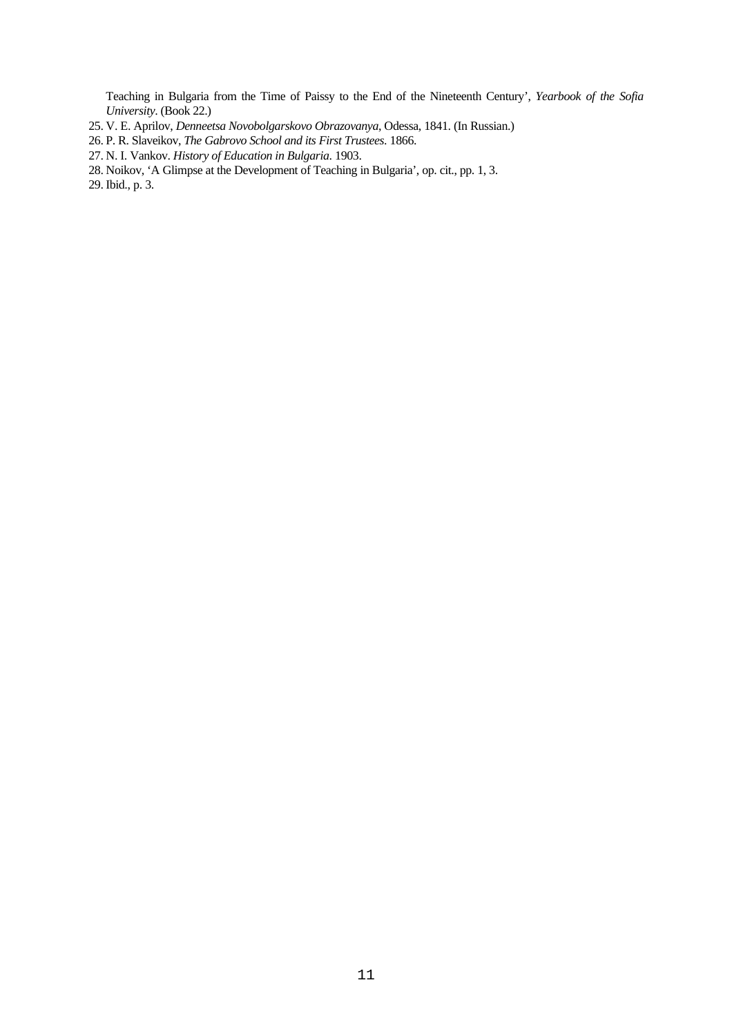Teaching in Bulgaria from the Time of Paissy to the End of the Nineteenth Century', *Yearbook of the Sofia University*. (Book 22.)

25. V. E. Aprilov, *Denneetsa Novobolgarskovo Obrazovanya*, Odessa, 1841. (In Russian.)
26. P. R. Slaveikov, *The Gabrovo School and its First Trustees*. 1866.
27. N. I. Vankov. *History of Education in Bulgaria*. 1903.
28. Noikov, 'A Glimpse at the Development of Teaching in Bulgaria', op. cit., pp. 1, 3.
29. Ibid., p. 3.